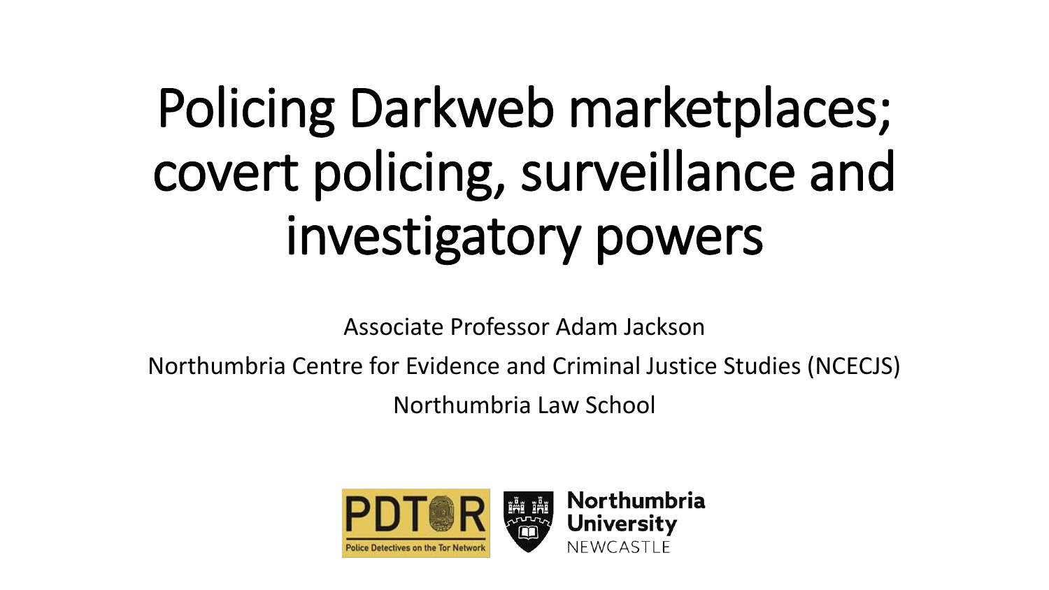# Policing Darkweb marketplaces; covert policing, surveillance and investigatory powers

Associate Professor Adam Jackson

Northumbria Centre for Evidence and Criminal Justice Studies (NCECJS)

Northumbria Law School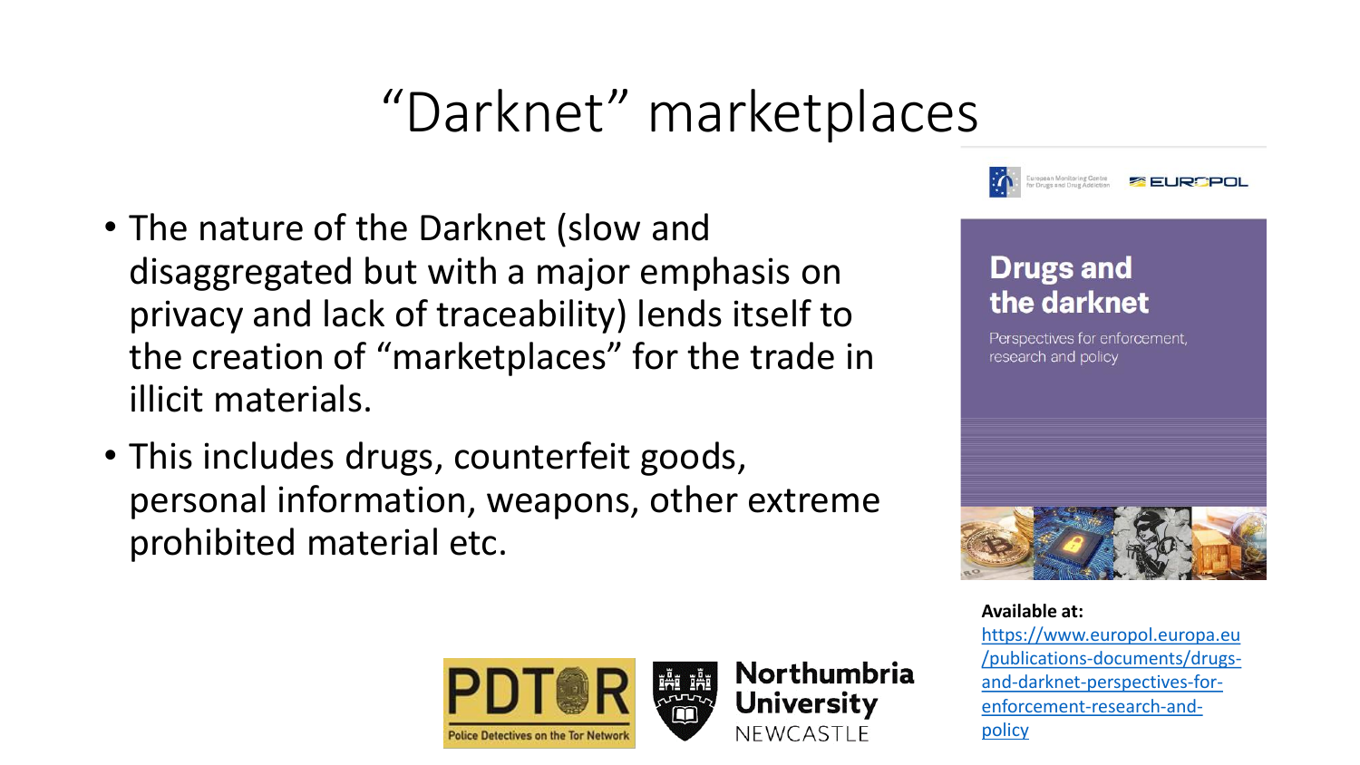# "Darknet" marketplaces

- The nature of the Darknet (slow and disaggregated but with a major emphasis on privacy and lack of traceability) lends itself to the creation of "marketplaces" for the trade in illicit materials.
- This includes drugs, counterfeit goods, personal information, weapons, other extreme prohibited material etc.

European Monitoring Centre for Drugs and Drug Addiction EUROPOL

**Drugs and the darknet**

Perspectives for enforcement, research and policy

**Available at:**
https://www.europol.europa.eu/publications-documents/drugs-and-darknet-perspectives-for-enforcement-research-and-policy

PDTOR Police Detectives on the Tor Network

Northumbria University NEWCASTLE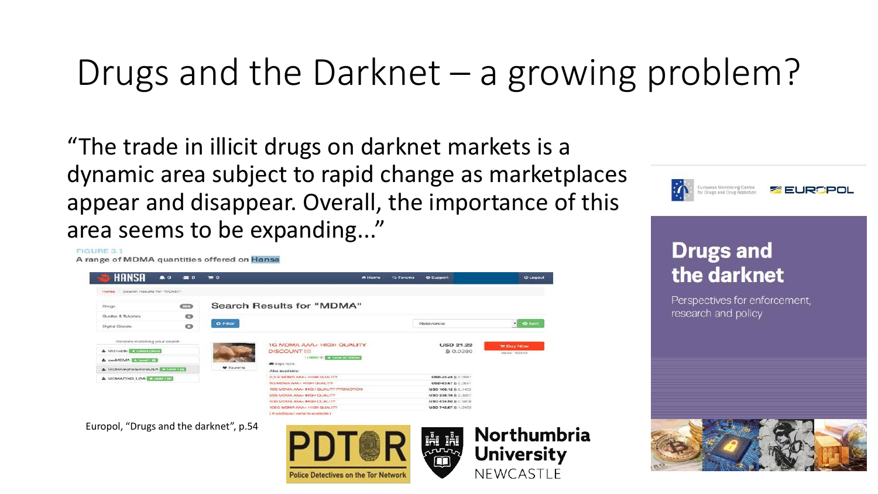# Drugs and the Darknet – a growing problem?

"The trade in illicit drugs on darknet markets is a dynamic area subject to rapid change as marketplaces appear and disappear. Overall, the importance of this area seems to be expanding..."

FIGURE 3.1
A range of MDMA quantities offered on Hansa

Europol, "Drugs and the darknet", p.54

Drugs and the darknet

Perspectives for enforcement, research and policy

PDTOR – Police Detectives on the Tor Network

Northumbria University NEWCASTLE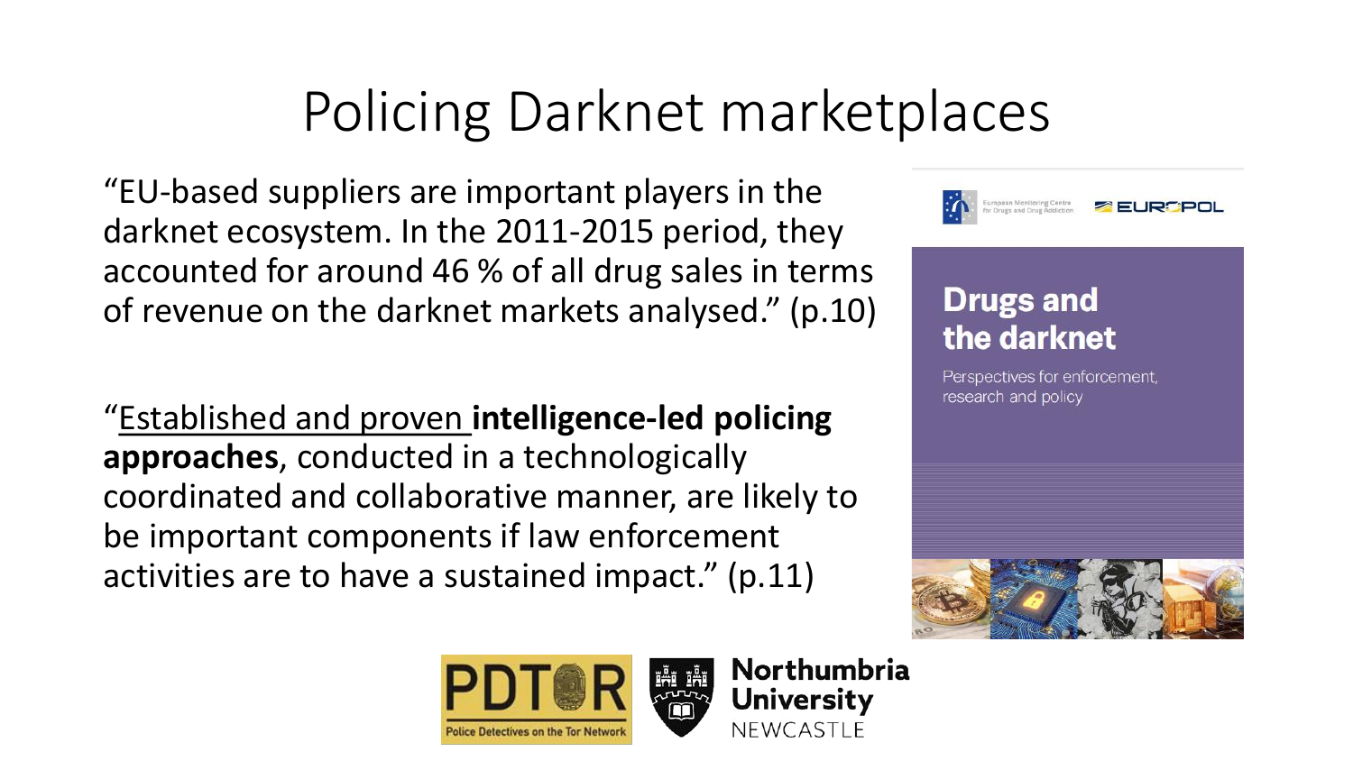# Policing Darknet marketplaces

"EU-based suppliers are important players in the darknet ecosystem. In the 2011-2015 period, they accounted for around 46 % of all drug sales in terms of revenue on the darknet markets analysed." (p.10)

"Established and proven **intelligence-led policing approaches**, conducted in a technologically coordinated and collaborative manner, are likely to be important components if law enforcement activities are to have a sustained impact." (p.11)

European Monitoring Centre for Drugs and Drug Addiction EUROPOL

**Drugs and the darknet**

Perspectives for enforcement, research and policy

PDTOR Police Detectives on the Tor Network

Northumbria University NEWCASTLE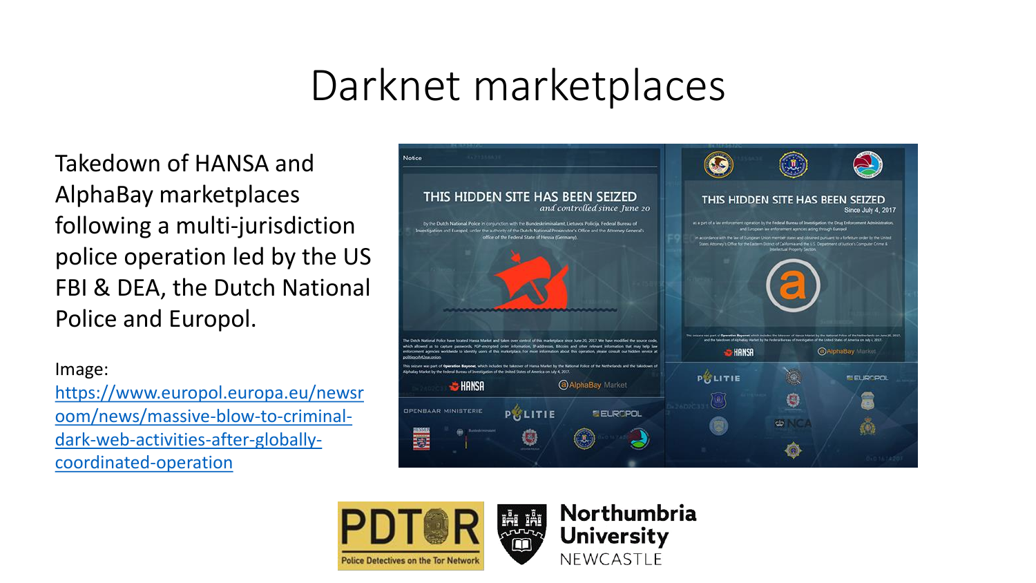# Darknet marketplaces

Takedown of HANSA and AlphaBay marketplaces following a multi-jurisdiction police operation led by the US FBI & DEA, the Dutch National Police and Europol.

Image: [https://www.europol.europa.eu/newsroom/news/massive-blow-to-criminal-dark-web-activities-after-globally-coordinated-operation](https://www.europol.europa.eu/newsroom/news/massive-blow-to-criminal-dark-web-activities-after-globally-coordinated-operation)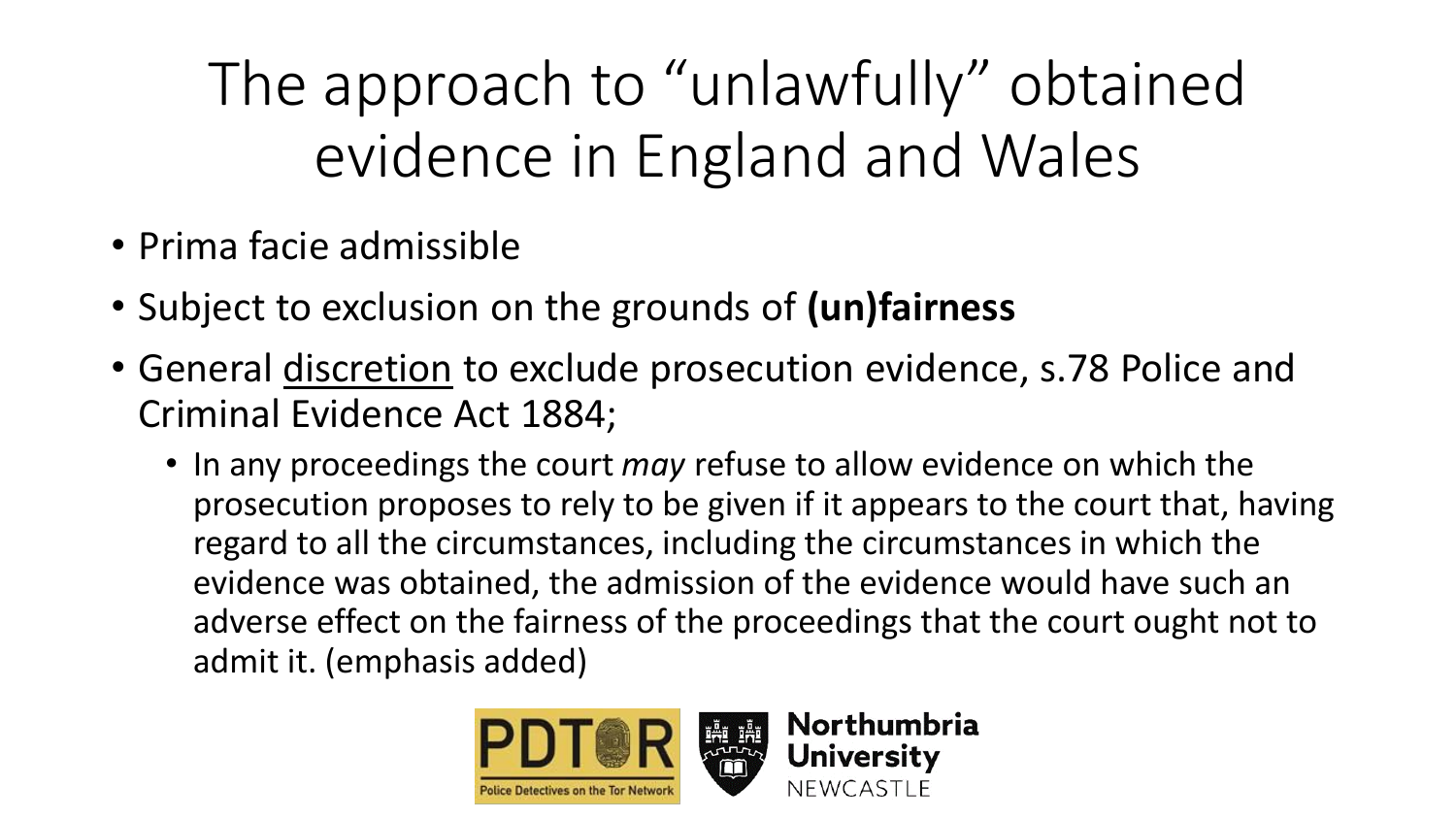# The approach to "unlawfully" obtained evidence in England and Wales

- Prima facie admissible
- Subject to exclusion on the grounds of **(un)fairness**
- General <u>discretion</u> to exclude prosecution evidence, s.78 Police and Criminal Evidence Act 1884;
  - In any proceedings the court *may* refuse to allow evidence on which the prosecution proposes to rely to be given if it appears to the court that, having regard to all the circumstances, including the circumstances in which the evidence was obtained, the admission of the evidence would have such an adverse effect on the fairness of the proceedings that the court ought not to admit it. (emphasis added)

PDTOR Police Detectives on the Tor Network

Northumbria University NEWCASTLE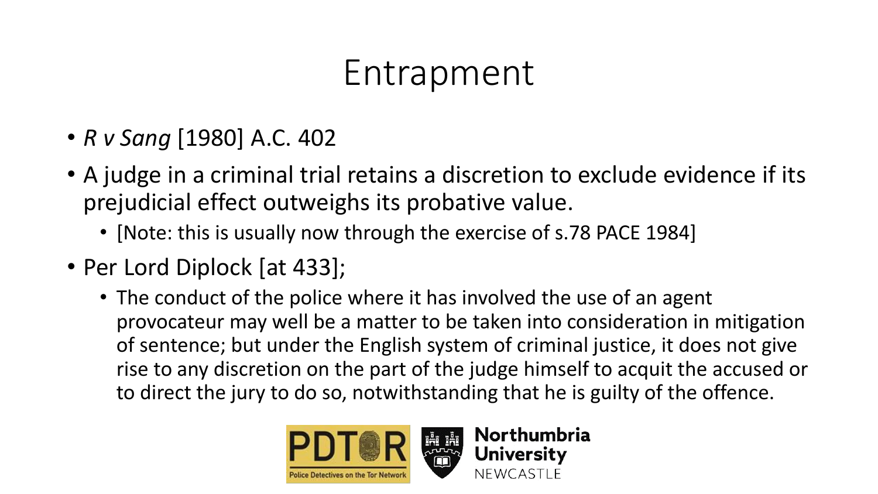# Entrapment

- *R v Sang* [1980] A.C. 402
- A judge in a criminal trial retains a discretion to exclude evidence if its prejudicial effect outweighs its probative value.
  - [Note: this is usually now through the exercise of s.78 PACE 1984]
- Per Lord Diplock [at 433];
  - The conduct of the police where it has involved the use of an agent provocateur may well be a matter to be taken into consideration in mitigation of sentence; but under the English system of criminal justice, it does not give rise to any discretion on the part of the judge himself to acquit the accused or to direct the jury to do so, notwithstanding that he is guilty of the offence.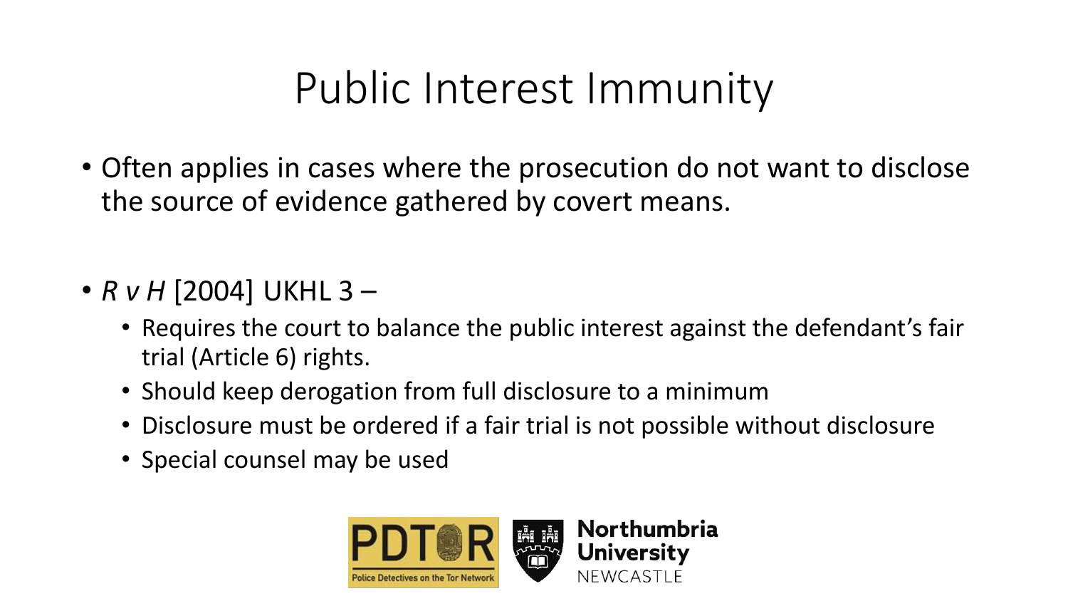# Public Interest Immunity

- Often applies in cases where the prosecution do not want to disclose the source of evidence gathered by covert means.

- *R v H* [2004] UKHL 3 –
  - Requires the court to balance the public interest against the defendant's fair trial (Article 6) rights.
  - Should keep derogation from full disclosure to a minimum
  - Disclosure must be ordered if a fair trial is not possible without disclosure
  - Special counsel may be used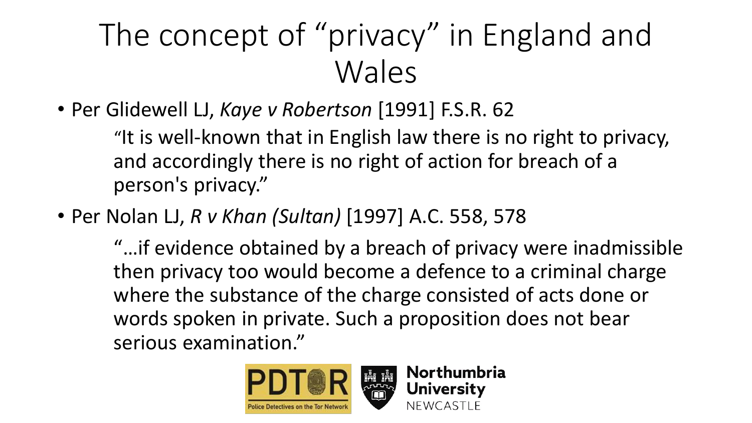# The concept of "privacy" in England and Wales

- Per Glidewell LJ, *Kaye v Robertson* [1991] F.S.R. 62

  "It is well-known that in English law there is no right to privacy, and accordingly there is no right of action for breach of a person's privacy."

- Per Nolan LJ, *R v Khan (Sultan)* [1997] A.C. 558, 578

  "…if evidence obtained by a breach of privacy were inadmissible then privacy too would become a defence to a criminal charge where the substance of the charge consisted of acts done or words spoken in private. Such a proposition does not bear serious examination."

PDTOR Police Detectives on the Tor Network

Northumbria University NEWCASTLE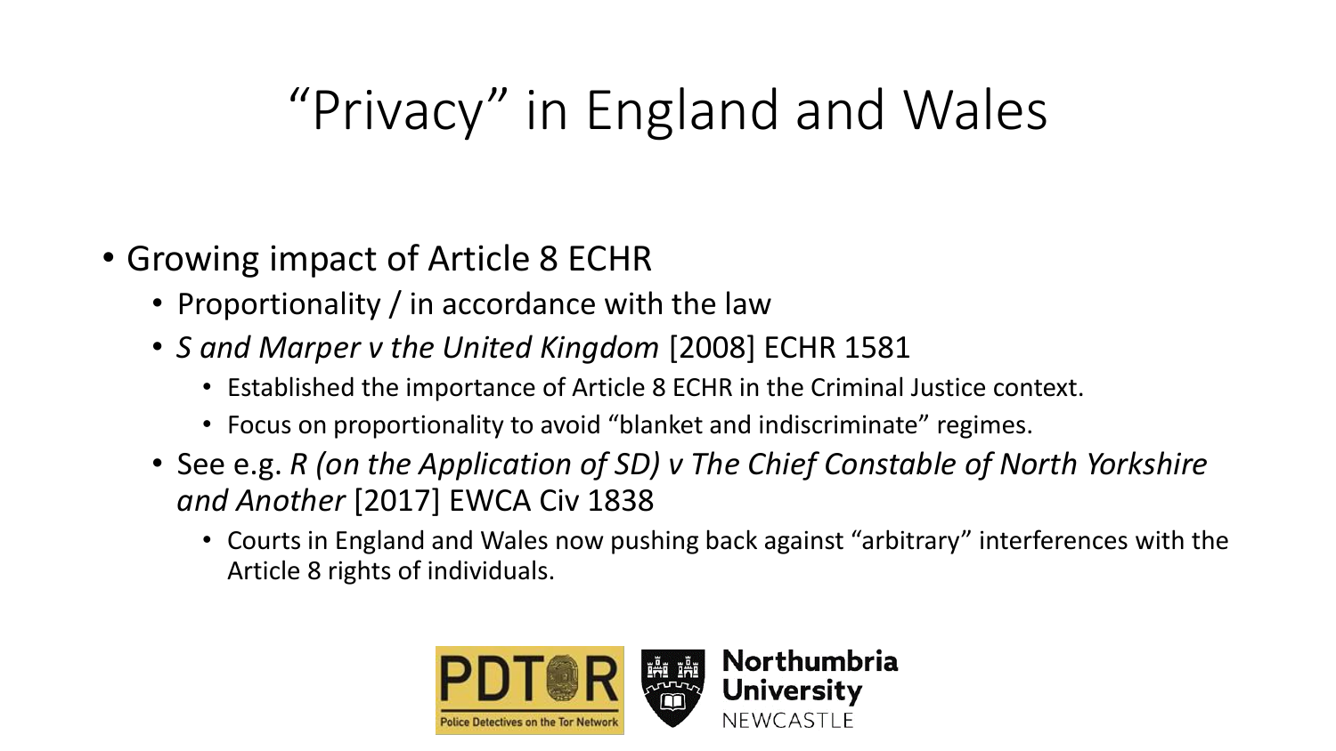# "Privacy" in England and Wales

- Growing impact of Article 8 ECHR
  - Proportionality / in accordance with the law
  - *S and Marper v the United Kingdom* [2008] ECHR 1581
    - Established the importance of Article 8 ECHR in the Criminal Justice context.
    - Focus on proportionality to avoid "blanket and indiscriminate" regimes.
  - See e.g. *R (on the Application of SD) v The Chief Constable of North Yorkshire and Another* [2017] EWCA Civ 1838
    - Courts in England and Wales now pushing back against "arbitrary" interferences with the Article 8 rights of individuals.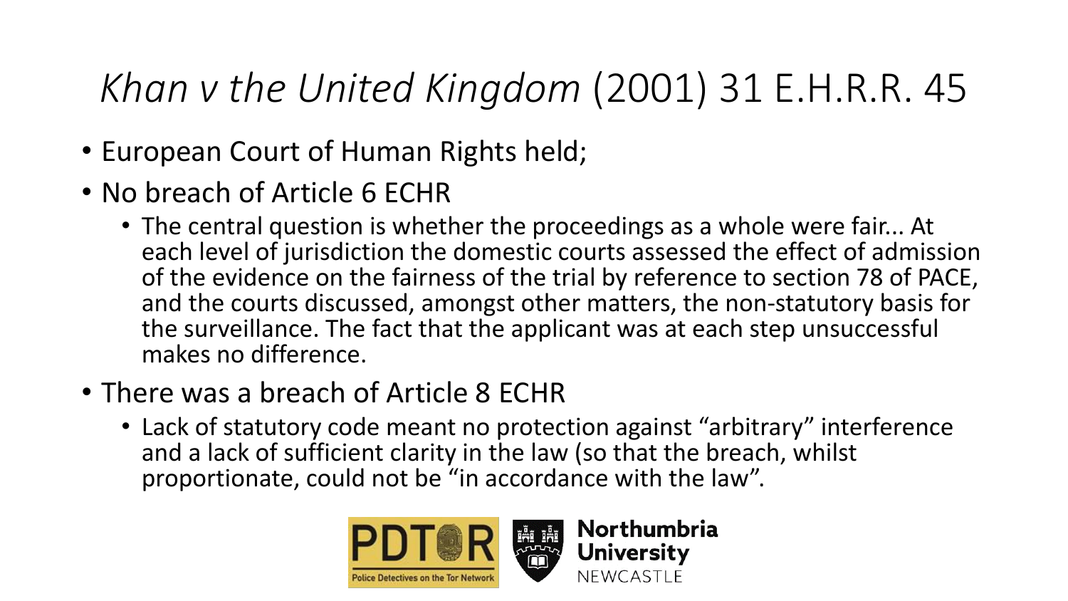# *Khan v the United Kingdom* (2001) 31 E.H.R.R. 45

- European Court of Human Rights held;
- No breach of Article 6 ECHR
  - The central question is whether the proceedings as a whole were fair... At each level of jurisdiction the domestic courts assessed the effect of admission of the evidence on the fairness of the trial by reference to section 78 of PACE, and the courts discussed, amongst other matters, the non-statutory basis for the surveillance. The fact that the applicant was at each step unsuccessful makes no difference.
- There was a breach of Article 8 ECHR
  - Lack of statutory code meant no protection against "arbitrary" interference and a lack of sufficient clarity in the law (so that the breach, whilst proportionate, could not be "in accordance with the law".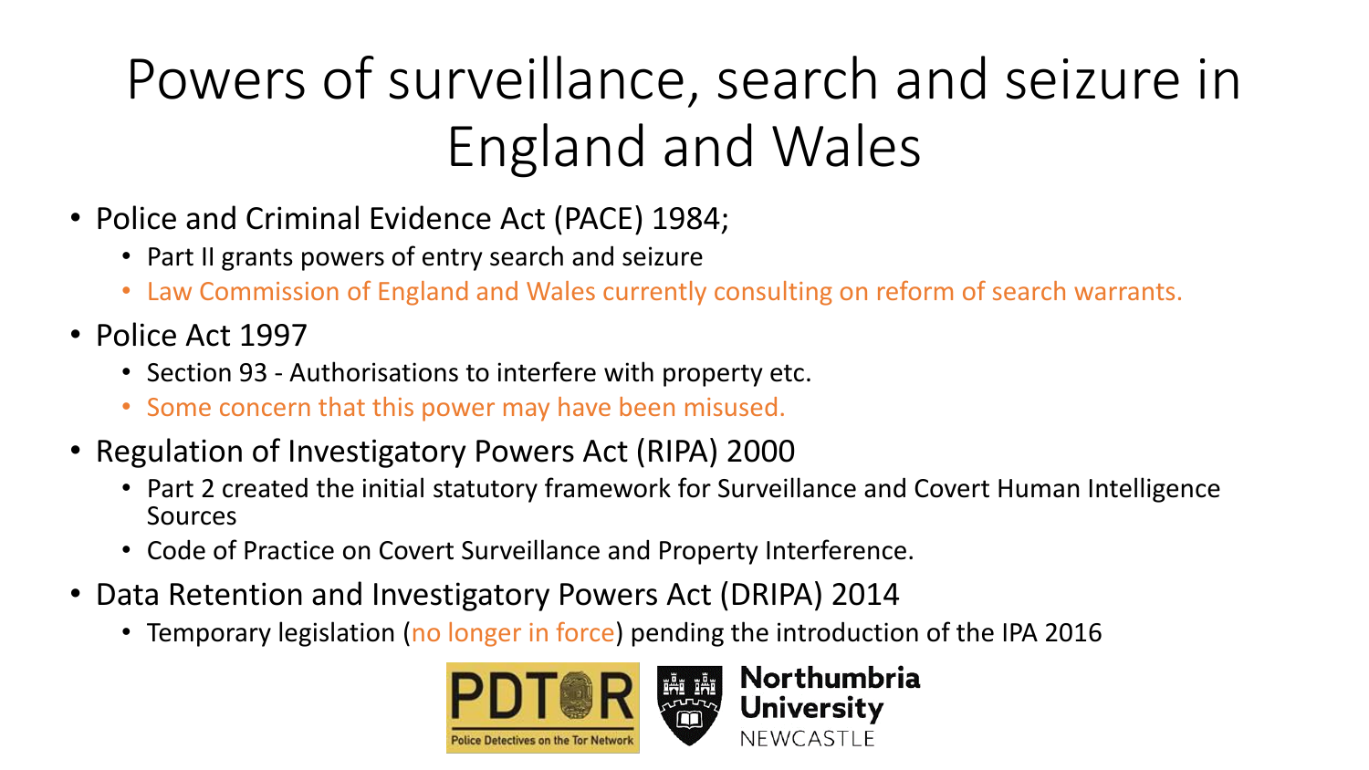# Powers of surveillance, search and seizure in England and Wales

- Police and Criminal Evidence Act (PACE) 1984;
  - Part II grants powers of entry search and seizure
  - Law Commission of England and Wales currently consulting on reform of search warrants.
- Police Act 1997
  - Section 93 - Authorisations to interfere with property etc.
  - Some concern that this power may have been misused.
- Regulation of Investigatory Powers Act (RIPA) 2000
  - Part 2 created the initial statutory framework for Surveillance and Covert Human Intelligence Sources
  - Code of Practice on Covert Surveillance and Property Interference.
- Data Retention and Investigatory Powers Act (DRIPA) 2014
  - Temporary legislation (no longer in force) pending the introduction of the IPA 2016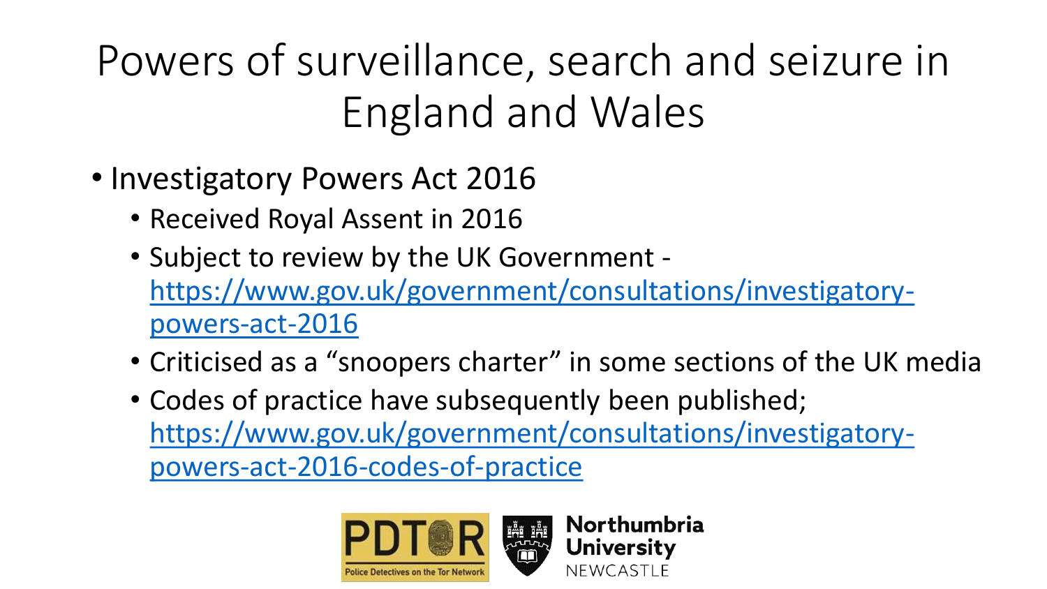# Powers of surveillance, search and seizure in England and Wales

- Investigatory Powers Act 2016
  - Received Royal Assent in 2016
  - Subject to review by the UK Government - https://www.gov.uk/government/consultations/investigatory-powers-act-2016
  - Criticised as a "snoopers charter" in some sections of the UK media
  - Codes of practice have subsequently been published; https://www.gov.uk/government/consultations/investigatory-powers-act-2016-codes-of-practice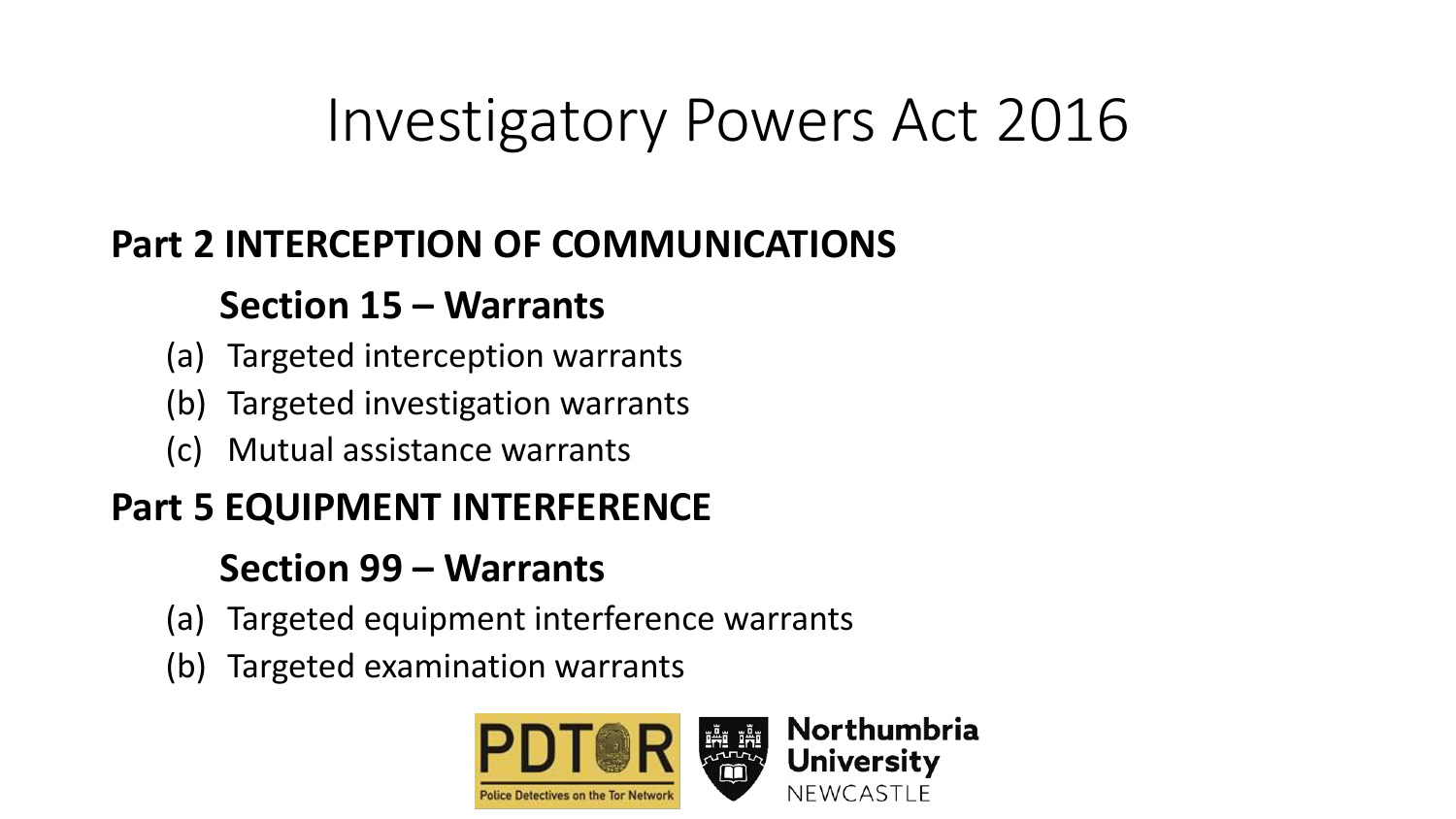# Investigatory Powers Act 2016

## Part 2 INTERCEPTION OF COMMUNICATIONS

### Section 15 – Warrants

(a) Targeted interception warrants
(b) Targeted investigation warrants
(c) Mutual assistance warrants

## Part 5 EQUIPMENT INTERFERENCE

### Section 99 – Warrants

(a) Targeted equipment interference warrants
(b) Targeted examination warrants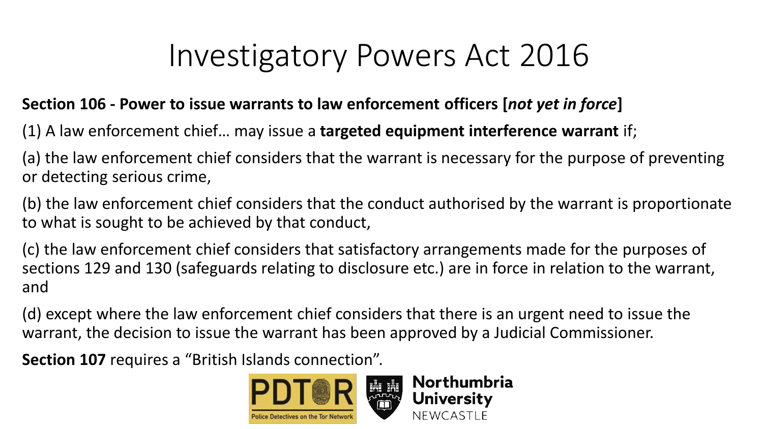# Investigatory Powers Act 2016

**Section 106 - Power to issue warrants to law enforcement officers [*not yet in force*]**

(1) A law enforcement chief… may issue a **targeted equipment interference warrant** if;

(a) the law enforcement chief considers that the warrant is necessary for the purpose of preventing or detecting serious crime,

(b) the law enforcement chief considers that the conduct authorised by the warrant is proportionate to what is sought to be achieved by that conduct,

(c) the law enforcement chief considers that satisfactory arrangements made for the purposes of sections 129 and 130 (safeguards relating to disclosure etc.) are in force in relation to the warrant, and

(d) except where the law enforcement chief considers that there is an urgent need to issue the warrant, the decision to issue the warrant has been approved by a Judicial Commissioner.

**Section 107** requires a "British Islands connection".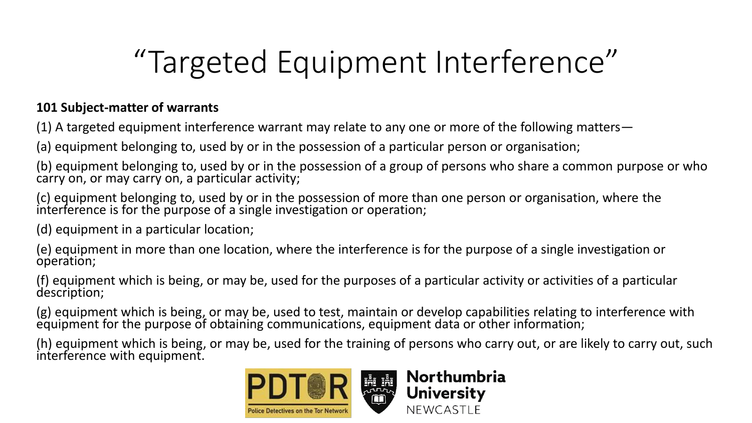# "Targeted Equipment Interference"

**101 Subject-matter of warrants**

(1) A targeted equipment interference warrant may relate to any one or more of the following matters—

(a) equipment belonging to, used by or in the possession of a particular person or organisation;

(b) equipment belonging to, used by or in the possession of a group of persons who share a common purpose or who carry on, or may carry on, a particular activity;

(c) equipment belonging to, used by or in the possession of more than one person or organisation, where the interference is for the purpose of a single investigation or operation;

(d) equipment in a particular location;

(e) equipment in more than one location, where the interference is for the purpose of a single investigation or operation;

(f) equipment which is being, or may be, used for the purposes of a particular activity or activities of a particular description;

(g) equipment which is being, or may be, used to test, maintain or develop capabilities relating to interference with equipment for the purpose of obtaining communications, equipment data or other information;

(h) equipment which is being, or may be, used for the training of persons who carry out, or are likely to carry out, such interference with equipment.

PDTOR Police Detectives on the Tor Network

Northumbria University NEWCASTLE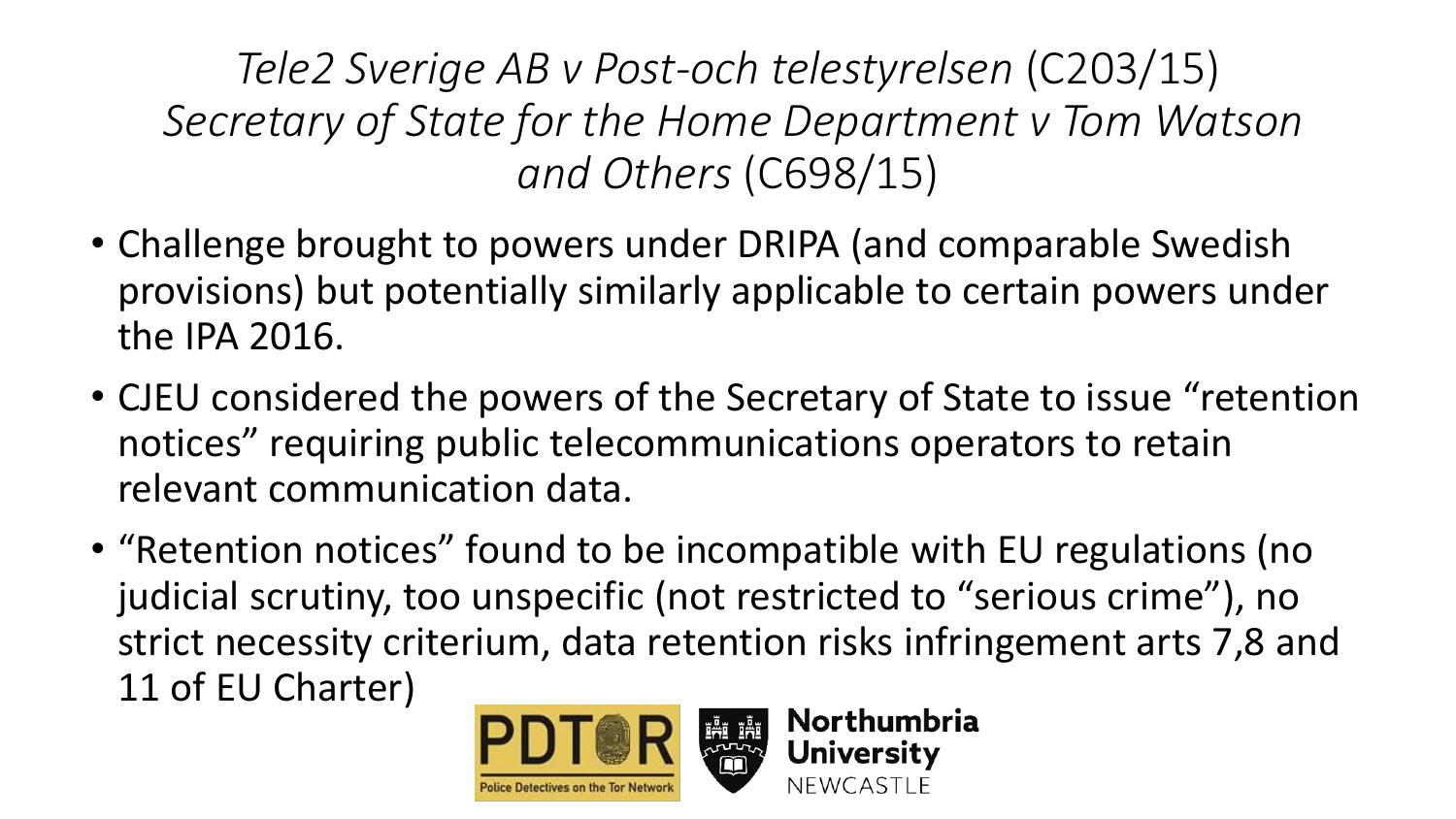# *Tele2 Sverige AB v Post-och telestyrelsen* (C203/15) *Secretary of State for the Home Department v Tom Watson and Others* (C698/15)

- Challenge brought to powers under DRIPA (and comparable Swedish provisions) but potentially similarly applicable to certain powers under the IPA 2016.
- CJEU considered the powers of the Secretary of State to issue "retention notices" requiring public telecommunications operators to retain relevant communication data.
- "Retention notices" found to be incompatible with EU regulations (no judicial scrutiny, too unspecific (not restricted to "serious crime"), no strict necessity criterium, data retention risks infringement arts 7,8 and 11 of EU Charter)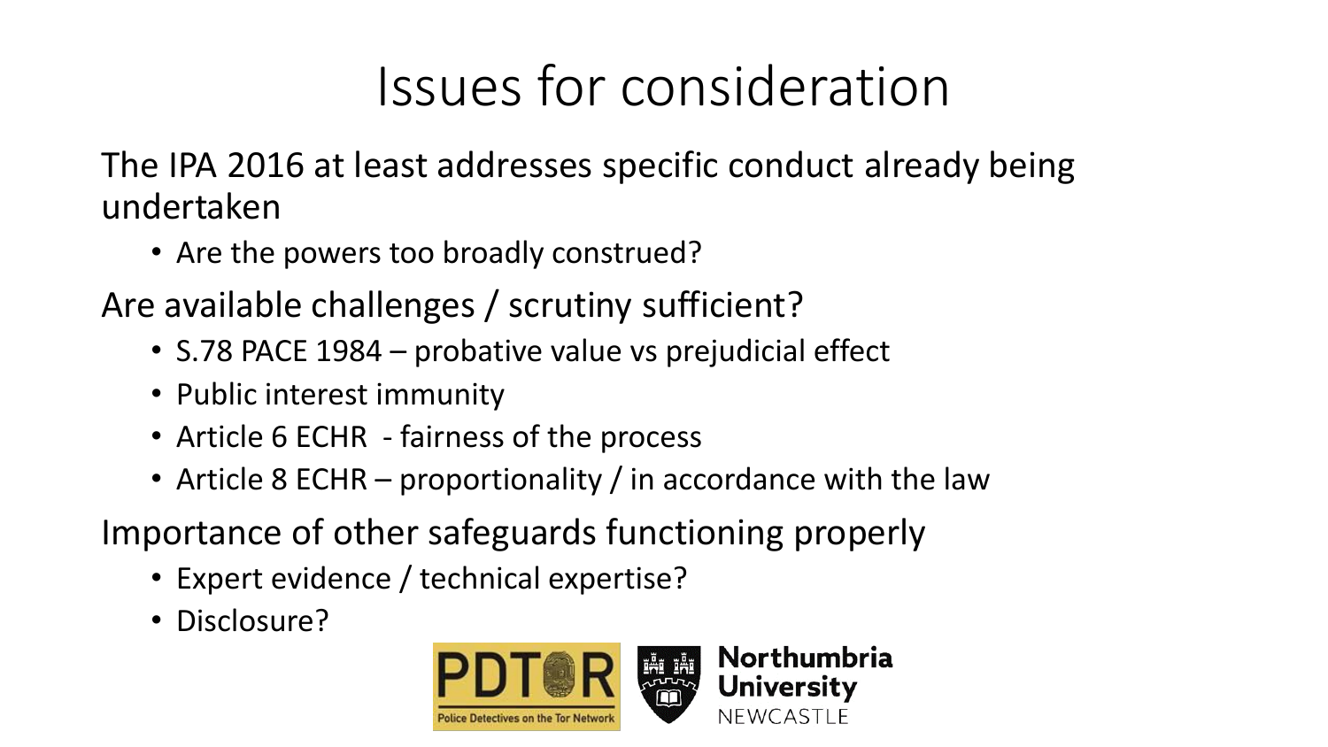# Issues for consideration

The IPA 2016 at least addresses specific conduct already being undertaken

- Are the powers too broadly construed?

Are available challenges / scrutiny sufficient?

- S.78 PACE 1984 – probative value vs prejudicial effect
- Public interest immunity
- Article 6 ECHR - fairness of the process
- Article 8 ECHR – proportionality / in accordance with the law

Importance of other safeguards functioning properly

- Expert evidence / technical expertise?
- Disclosure?

PDTR Police Detectives on the Tor Network

Northumbria University NEWCASTLE